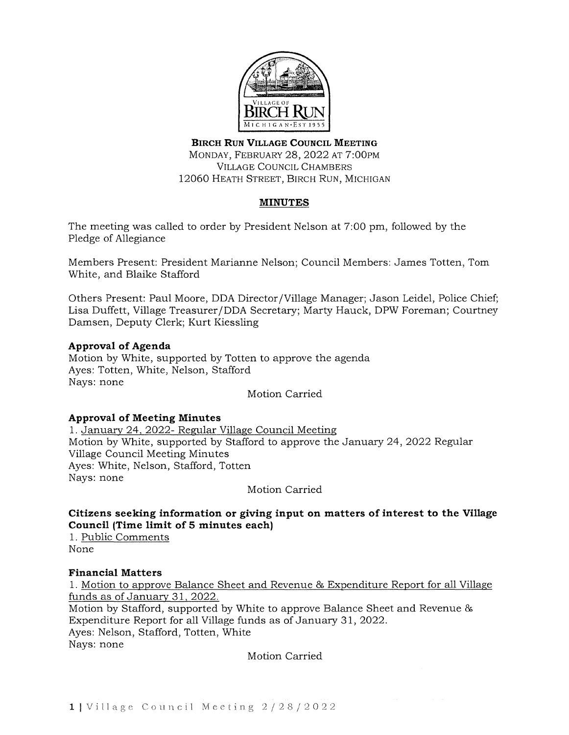**BIRCH RUN VILLAGE COUNCIL MEETING**
MONDAY, FEBRUARY 28, 2022 AT 7:00PM
VILLAGE COUNCIL CHAMBERS
12060 HEATH STREET, BIRCH RUN, MICHIGAN

# MINUTES

The meeting was called to order by President Nelson at 7:00 pm, followed by the Pledge of Allegiance

Members Present: President Marianne Nelson; Council Members: James Totten, Tom White, and Blaike Stafford

Others Present: Paul Moore, DDA Director/Village Manager; Jason Leidel, Police Chief; Lisa Duffett, Village Treasurer/DDA Secretary; Marty Hauck, DPW Foreman; Courtney Damsen, Deputy Clerk; Kurt Kiessling

### Approval of Agenda

Motion by White, supported by Totten to approve the agenda
Ayes: Totten, White, Nelson, Stafford
Nays: none

Motion Carried

### Approval of Meeting Minutes

1. January 24, 2022- Regular Village Council Meeting
Motion by White, supported by Stafford to approve the January 24, 2022 Regular Village Council Meeting Minutes
Ayes: White, Nelson, Stafford, Totten
Nays: none

Motion Carried

### Citizens seeking information or giving input on matters of interest to the Village Council (Time limit of 5 minutes each)

1. Public Comments
None

### Financial Matters

1. Motion to approve Balance Sheet and Revenue & Expenditure Report for all Village funds as of January 31, 2022.
Motion by Stafford, supported by White to approve Balance Sheet and Revenue & Expenditure Report for all Village funds as of January 31, 2022.
Ayes: Nelson, Stafford, Totten, White
Nays: none

Motion Carried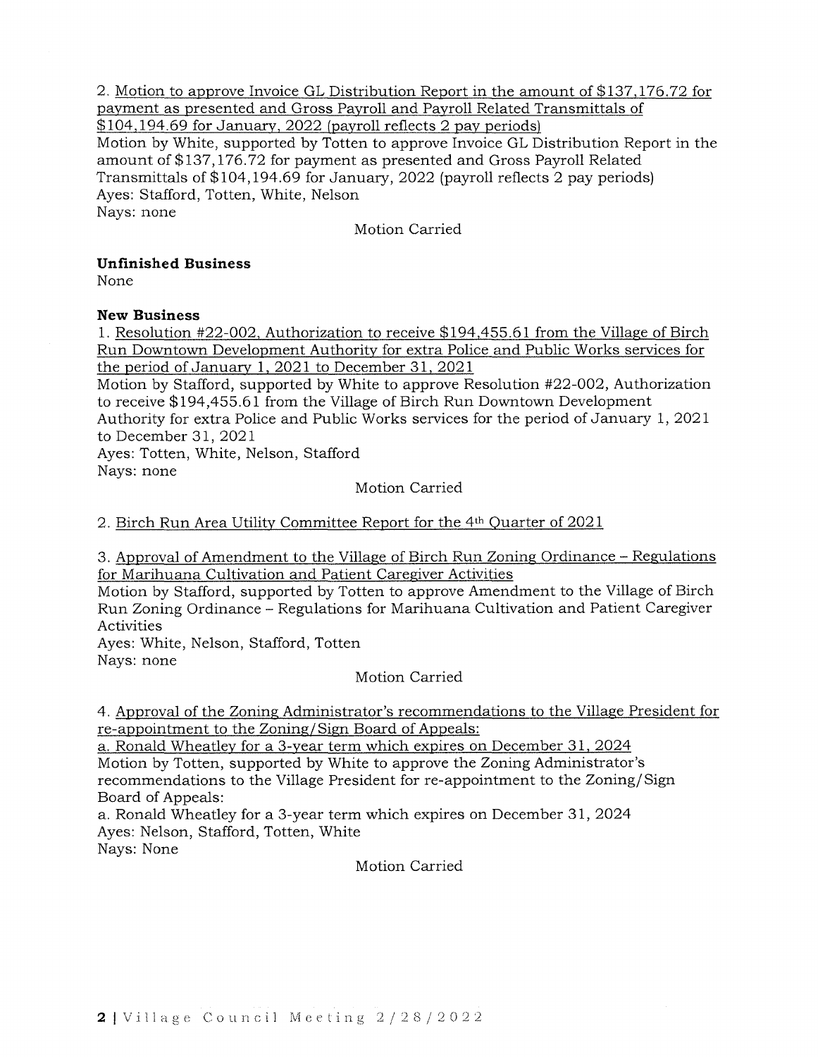2. Motion to approve Invoice GL Distribution Report in the amount of $137,176.72 for payment as presented and Gross Payroll and Payroll Related Transmittals of $104,194.69 for January, 2022 (payroll reflects 2 pay periods)
Motion by White, supported by Totten to approve Invoice GL Distribution Report in the amount of $137,176.72 for payment as presented and Gross Payroll Related Transmittals of $104,194.69 for January, 2022 (payroll reflects 2 pay periods)
Ayes: Stafford, Totten, White, Nelson
Nays: none

Motion Carried

**Unfinished Business**
None

**New Business**
1. Resolution #22-002, Authorization to receive $194,455.61 from the Village of Birch Run Downtown Development Authority for extra Police and Public Works services for the period of January 1, 2021 to December 31, 2021
Motion by Stafford, supported by White to approve Resolution #22-002, Authorization to receive $194,455.61 from the Village of Birch Run Downtown Development Authority for extra Police and Public Works services for the period of January 1, 2021 to December 31, 2021
Ayes: Totten, White, Nelson, Stafford
Nays: none

Motion Carried

2. Birch Run Area Utility Committee Report for the 4th Quarter of 2021

3. Approval of Amendment to the Village of Birch Run Zoning Ordinance – Regulations for Marihuana Cultivation and Patient Caregiver Activities
Motion by Stafford, supported by Totten to approve Amendment to the Village of Birch Run Zoning Ordinance – Regulations for Marihuana Cultivation and Patient Caregiver Activities
Ayes: White, Nelson, Stafford, Totten
Nays: none

Motion Carried

4. Approval of the Zoning Administrator's recommendations to the Village President for re-appointment to the Zoning/Sign Board of Appeals:
a. Ronald Wheatley for a 3-year term which expires on December 31, 2024
Motion by Totten, supported by White to approve the Zoning Administrator's recommendations to the Village President for re-appointment to the Zoning/Sign Board of Appeals:
a. Ronald Wheatley for a 3-year term which expires on December 31, 2024
Ayes: Nelson, Stafford, Totten, White
Nays: None

Motion Carried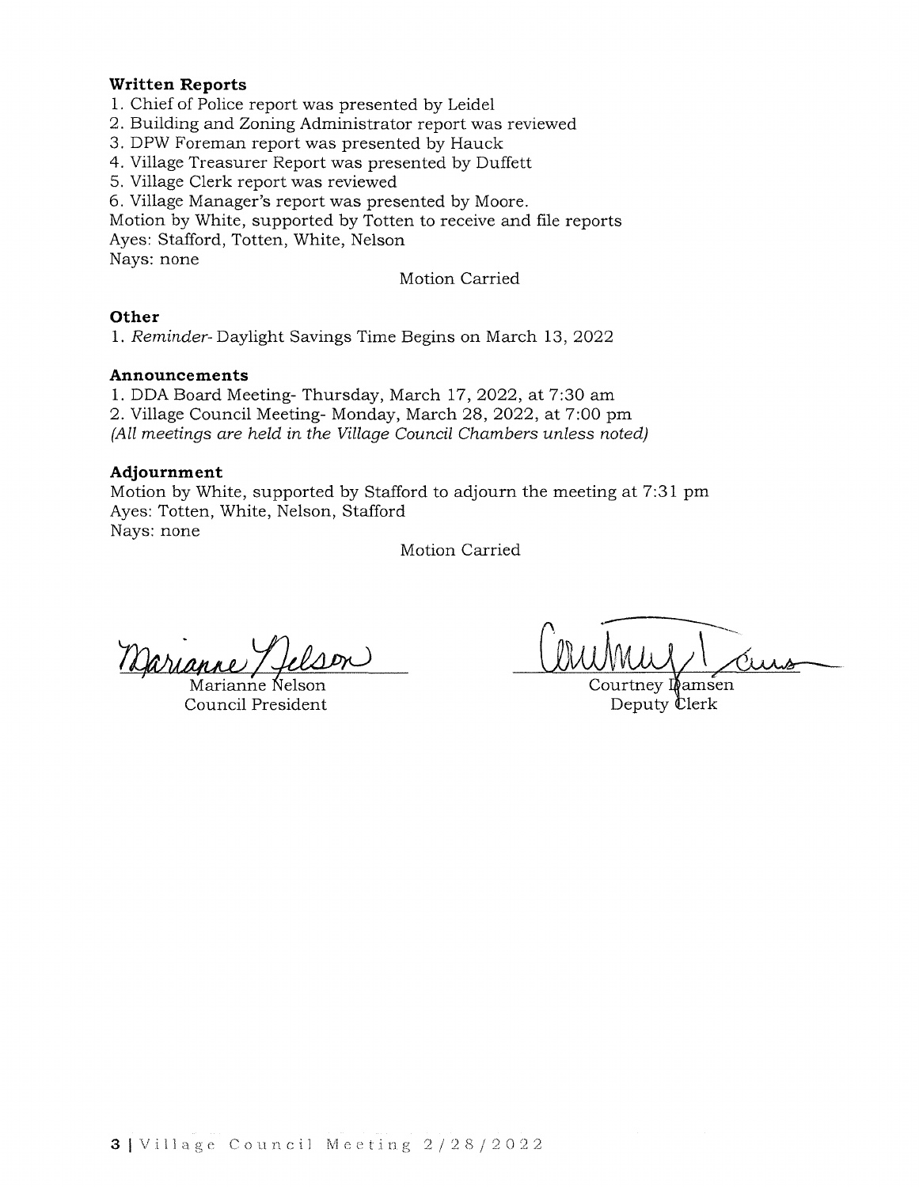### Written Reports

1. Chief of Police report was presented by Leidel
2. Building and Zoning Administrator report was reviewed
3. DPW Foreman report was presented by Hauck
4. Village Treasurer Report was presented by Duffett
5. Village Clerk report was reviewed
6. Village Manager's report was presented by Moore.

Motion by White, supported by Totten to receive and file reports
Ayes: Stafford, Totten, White, Nelson
Nays: none

Motion Carried

### Other

1. *Reminder*- Daylight Savings Time Begins on March 13, 2022

### Announcements

1. DDA Board Meeting- Thursday, March 17, 2022, at 7:30 am
2. Village Council Meeting- Monday, March 28, 2022, at 7:00 pm

*(All meetings are held in the Village Council Chambers unless noted)*

### Adjournment

Motion by White, supported by Stafford to adjourn the meeting at 7:31 pm
Ayes: Totten, White, Nelson, Stafford
Nays: none

Motion Carried

Marianne Nelson
Council President

Courtney Damsen
Deputy Clerk